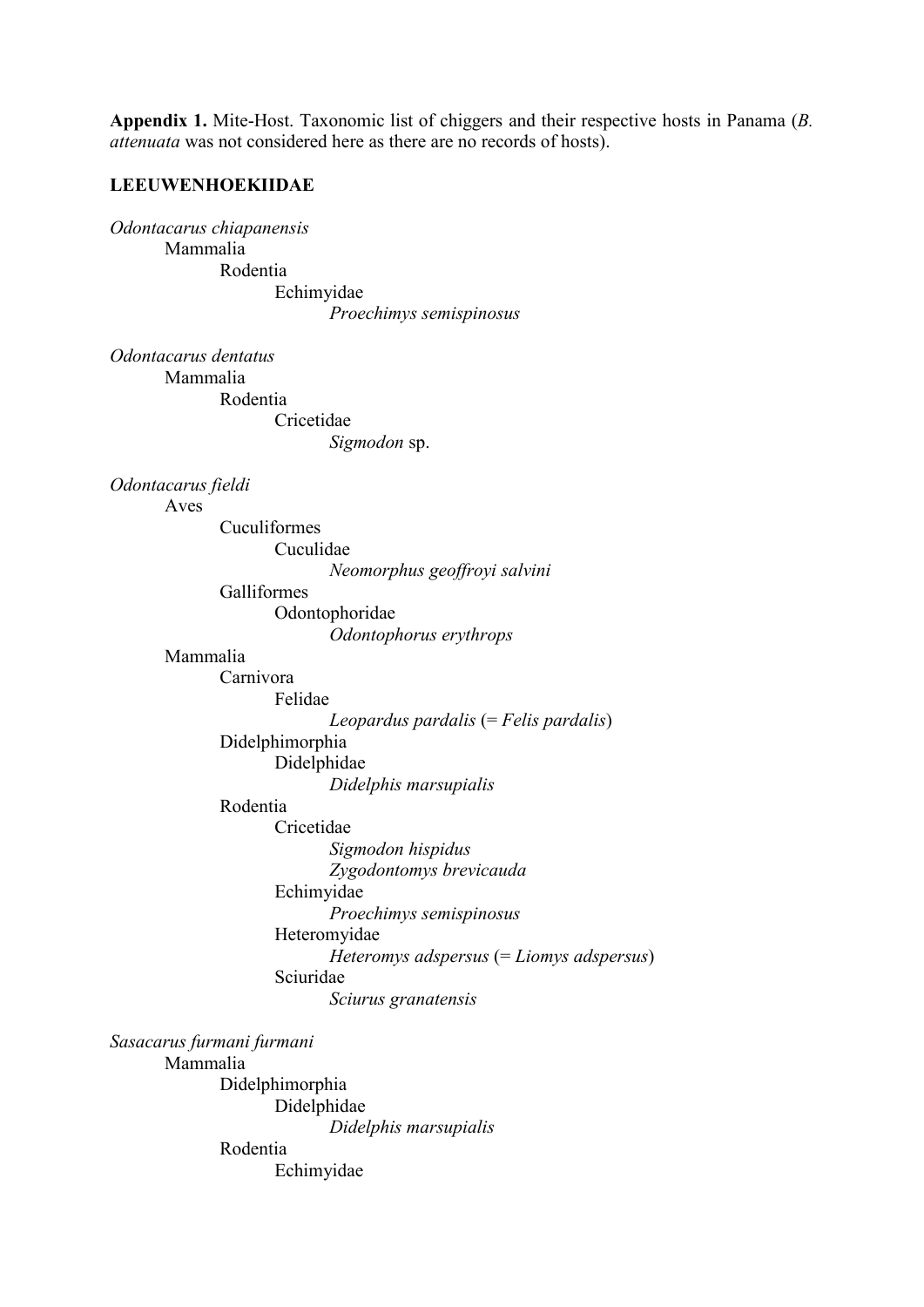**Appendix 1.** Mite-Host. Taxonomic list of chiggers and their respective hosts in Panama (*B. attenuata* was not considered here as there are no records of hosts).

**LEEUWENHOEKIIDAE**

*Odontacarus chiapanensis*
- Mammalia
  - Rodentia
    - Echimyidae
      - *Proechimys semispinosus*

*Odontacarus dentatus*
- Mammalia
  - Rodentia
    - Cricetidae
      - *Sigmodon* sp.

*Odontacarus fieldi*
- Aves
  - Cuculiformes
    - Cuculidae
      - *Neomorphus geoffroyi salvini*
  - Galliformes
    - Odontophoridae
      - *Odontophorus erythrops*
- Mammalia
  - Carnivora
    - Felidae
      - *Leopardus pardalis* (= *Felis pardalis*)
  - Didelphimorphia
    - Didelphidae
      - *Didelphis marsupialis*
  - Rodentia
    - Cricetidae
      - *Sigmodon hispidus*
      - *Zygodontomys brevicauda*
    - Echimyidae
      - *Proechimys semispinosus*
    - Heteromyidae
      - *Heteromys adspersus* (= *Liomys adspersus*)
    - Sciuridae
      - *Sciurus granatensis*

*Sasacarus furmani furmani*
- Mammalia
  - Didelphimorphia
    - Didelphidae
      - *Didelphis marsupialis*
  - Rodentia
    - Echimyidae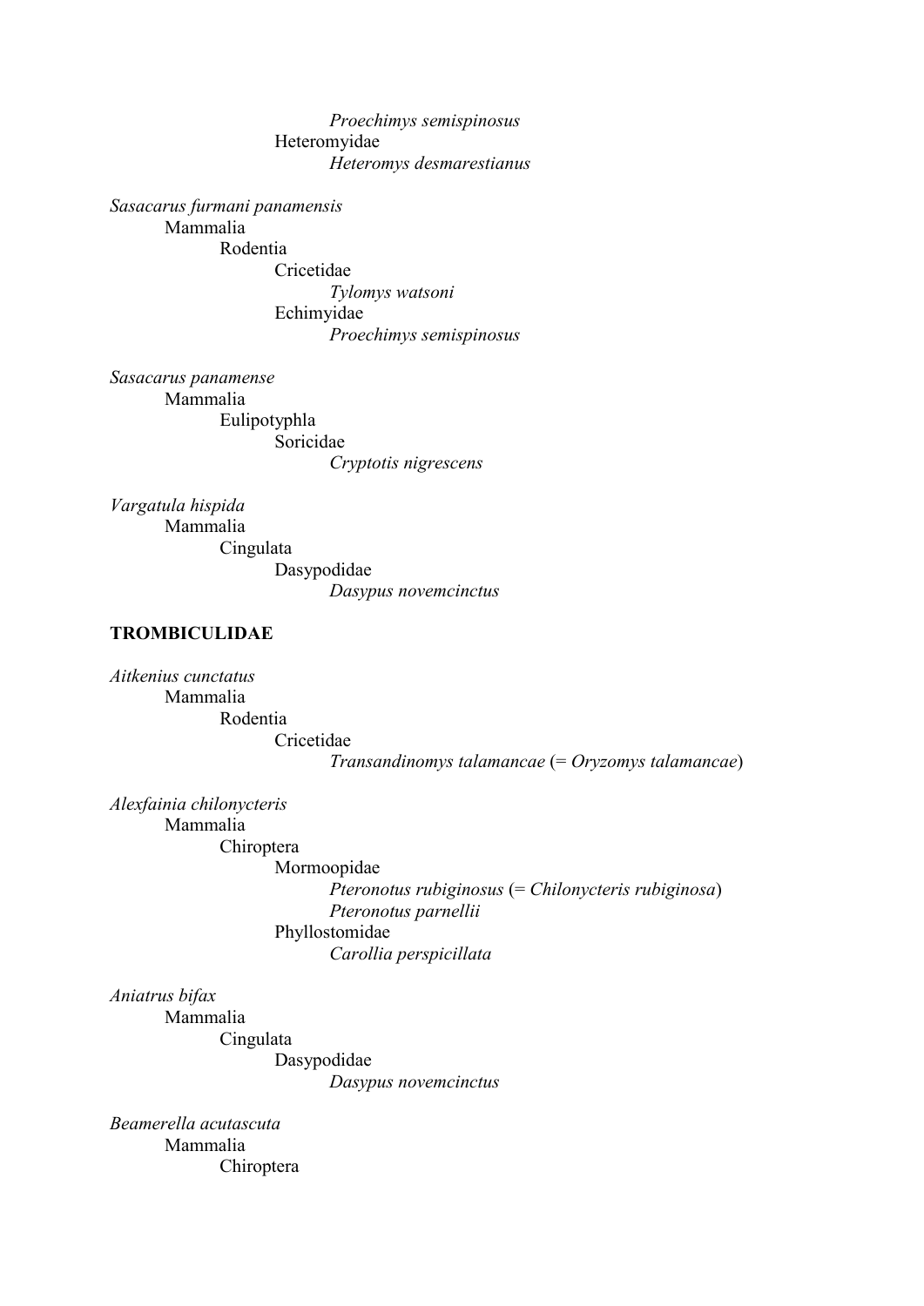*Proechimys semispinosus*
Heteromyidae
*Heteromys desmarestianus*

*Sasacarus furmani panamensis*
Mammalia
Rodentia
Cricetidae
*Tylomys watsoni*
Echimyidae
*Proechimys semispinosus*

*Sasacarus panamense*
Mammalia
Eulipotyphla
Soricidae
*Cryptotis nigrescens*

*Vargatula hispida*
Mammalia
Cingulata
Dasypodidae
*Dasypus novemcinctus*

**TROMBICULIDAE**

*Aitkenius cunctatus*
Mammalia
Rodentia
Cricetidae
*Transandinomys talamancae* (= *Oryzomys talamancae*)

*Alexfainia chilonycteris*
Mammalia
Chiroptera
Mormoopidae
*Pteronotus rubiginosus* (= *Chilonycteris rubiginosa*)
*Pteronotus parnellii*
Phyllostomidae
*Carollia perspicillata*

*Aniatrus bifax*
Mammalia
Cingulata
Dasypodidae
*Dasypus novemcinctus*

*Beamerella acutascuta*
Mammalia
Chiroptera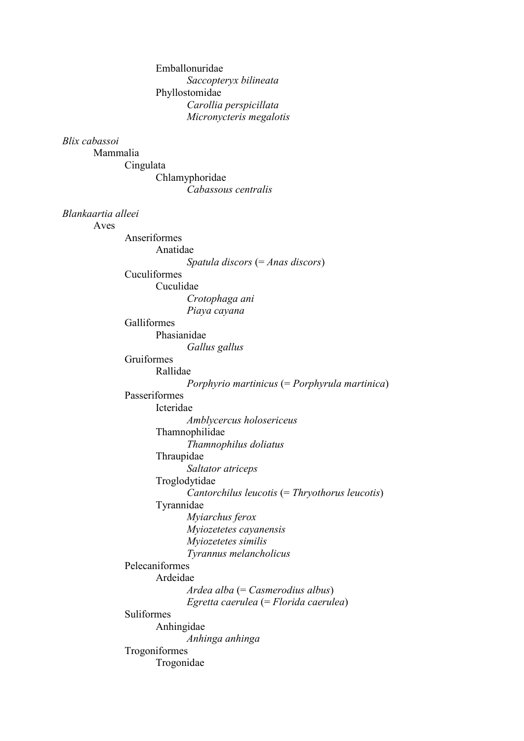Emballonuridae

*Saccopteryx bilineata*

Phyllostomidae

*Carollia perspicillata*

*Micronycteris megalotis*

*Blix cabassoi*

Mammalia

Cingulata

Chlamyphoridae

*Cabassous centralis*

*Blankaartia alleei*

Aves

Anseriformes

Anatidae

*Spatula discors* (= *Anas discors*)

Cuculiformes

Cuculidae

*Crotophaga ani*

*Piaya cayana*

Galliformes

Phasianidae

*Gallus gallus*

Gruiformes

Rallidae

*Porphyrio martinicus* (= *Porphyrula martinica*)

Passeriformes

Icteridae

*Amblycercus holosericeus*

Thamnophilidae

*Thamnophilus doliatus*

Thraupidae

*Saltator atriceps*

Troglodytidae

*Cantorchilus leucotis* (= *Thryothorus leucotis*)

Tyrannidae

*Myiarchus ferox*

*Myiozetetes cayanensis*

*Myiozetetes similis*

*Tyrannus melancholicus*

Pelecaniformes

Ardeidae

*Ardea alba* (= *Casmerodius albus*)

*Egretta caerulea* (= *Florida caerulea*)

Suliformes

Anhingidae

*Anhinga anhinga*

Trogoniformes

Trogonidae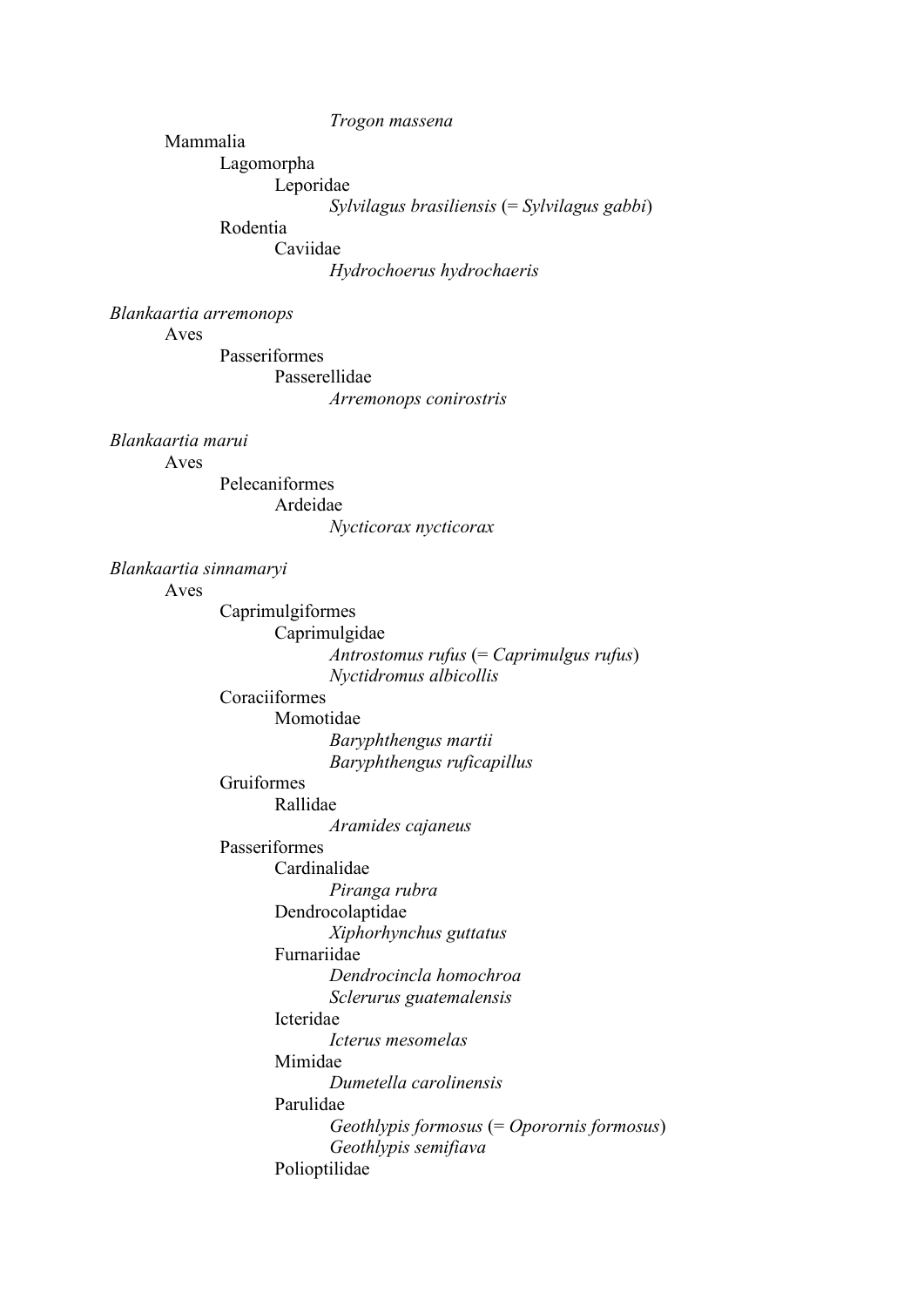*Trogon massena*

Mammalia

Lagomorpha

Leporidae

*Sylvilagus brasiliensis* (= *Sylvilagus gabbi*)

Rodentia

Caviidae

*Hydrochoerus hydrochaeris*

*Blankaartia arremonops*

Aves

Passeriformes

Passerellidae

*Arremonops conirostris*

*Blankaartia marui*

Aves

Pelecaniformes

Ardeidae

*Nycticorax nycticorax*

*Blankaartia sinnamaryi*

Aves

Caprimulgiformes

Caprimulgidae

*Antrostomus rufus* (= *Caprimulgus rufus*)
*Nyctidromus albicollis*

Coraciiformes

Momotidae

*Baryphthengus martii*
*Baryphthengus ruficapillus*

Gruiformes

Rallidae

*Aramides cajaneus*

Passeriformes

Cardinalidae

*Piranga rubra*

Dendrocolaptidae

*Xiphorhynchus guttatus*

Furnariidae

*Dendrocincla homochroa*
*Sclerurus guatemalensis*

Icteridae

*Icterus mesomelas*

Mimidae

*Dumetella carolinensis*

Parulidae

*Geothlypis formosus* (= *Oporornis formosus*)
*Geothlypis semifiava*

Polioptilidae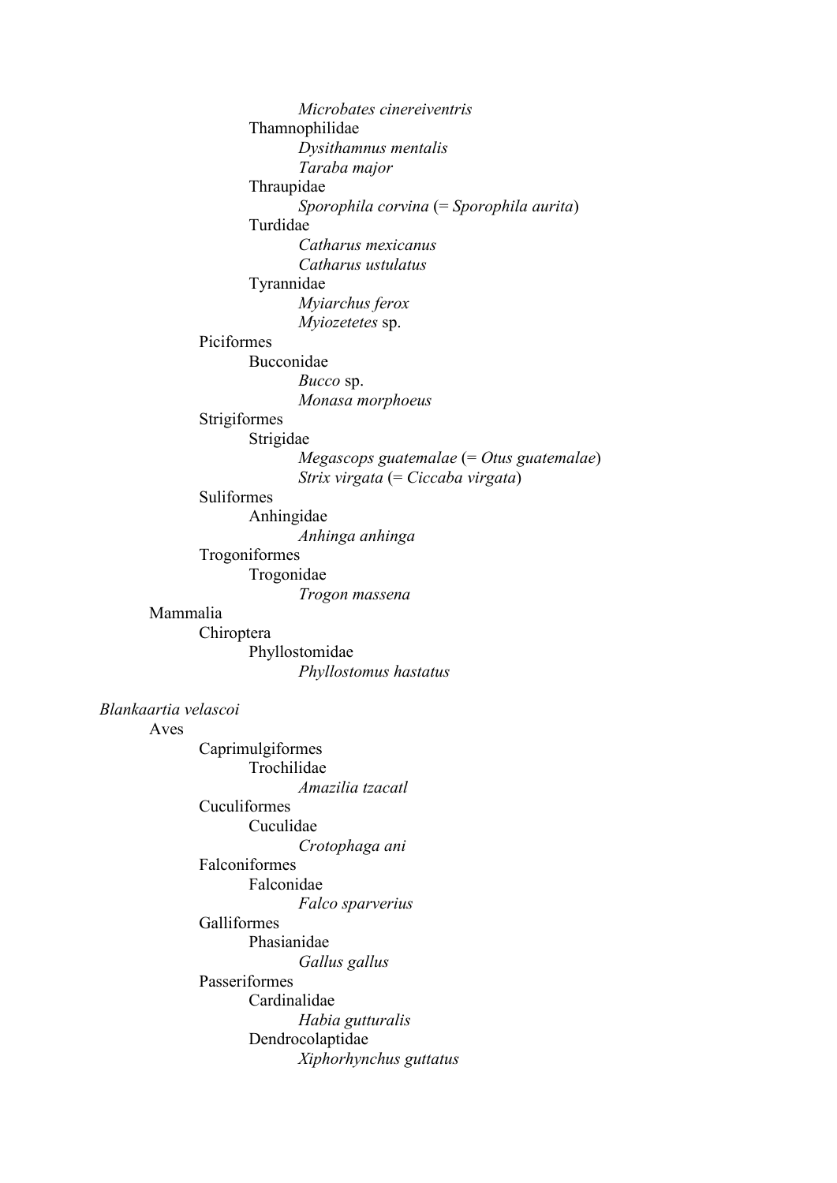*Microbates cinereiventris*

Thamnophilidae

*Dysithamnus mentalis*

*Taraba major*

Thraupidae

*Sporophila corvina* (= *Sporophila aurita*)

Turdidae

*Catharus mexicanus*

*Catharus ustulatus*

Tyrannidae

*Myiarchus ferox*

*Myiozetetes* sp.

Piciformes

Bucconidae

*Bucco* sp.

*Monasa morphoeus*

Strigiformes

Strigidae

*Megascops guatemalae* (= *Otus guatemalae*)

*Strix virgata* (= *Ciccaba virgata*)

Suliformes

Anhingidae

*Anhinga anhinga*

Trogoniformes

Trogonidae

*Trogon massena*

Mammalia

Chiroptera

Phyllostomidae

*Phyllostomus hastatus*

*Blankaartia velascoi*

Aves

Caprimulgiformes

Trochilidae

*Amazilia tzacatl*

Cuculiformes

Cuculidae

*Crotophaga ani*

Falconiformes

Falconidae

*Falco sparverius*

Galliformes

Phasianidae

*Gallus gallus*

Passeriformes

Cardinalidae

*Habia gutturalis*

Dendrocolaptidae

*Xiphorhynchus guttatus*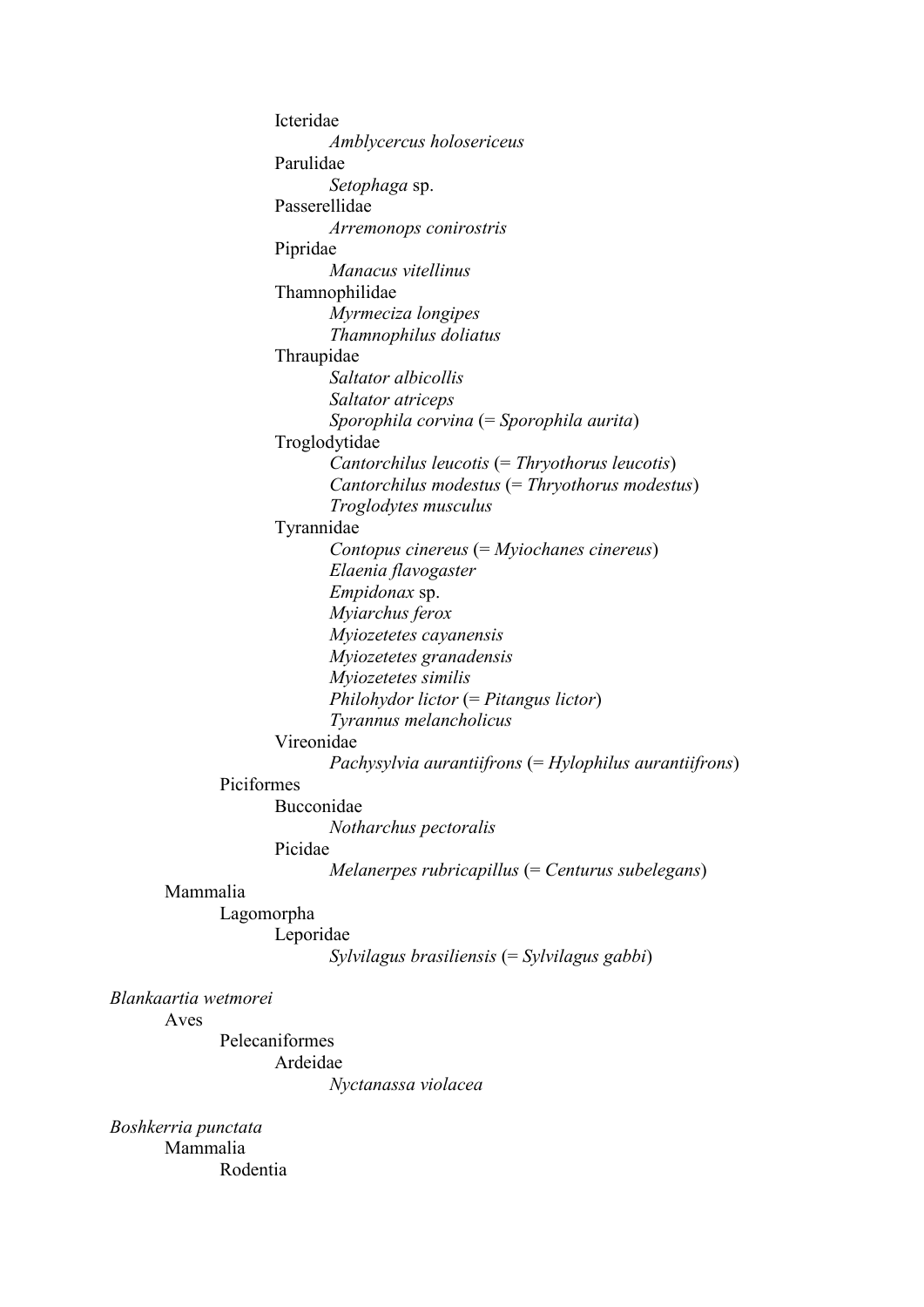Icteridae

*Amblycercus holosericeus*

Parulidae

*Setophaga* sp.

Passerellidae

*Arremonops conirostris*

Pipridae

*Manacus vitellinus*

Thamnophilidae

*Myrmeciza longipes*

*Thamnophilus doliatus*

Thraupidae

*Saltator albicollis*

*Saltator atriceps*

*Sporophila corvina* (= *Sporophila aurita*)

Troglodytidae

*Cantorchilus leucotis* (= *Thryothorus leucotis*)

*Cantorchilus modestus* (= *Thryothorus modestus*)

*Troglodytes musculus*

Tyrannidae

*Contopus cinereus* (= *Myiochanes cinereus*)

*Elaenia flavogaster*

*Empidonax* sp.

*Myiarchus ferox*

*Myiozetetes cayanensis*

*Myiozetetes granadensis*

*Myiozetetes similis*

*Philohydor lictor* (= *Pitangus lictor*)

*Tyrannus melancholicus*

Vireonidae

*Pachysylvia aurantiifrons* (= *Hylophilus aurantiifrons*)

Piciformes

Bucconidae

*Notharchus pectoralis*

Picidae

*Melanerpes rubricapillus* (= *Centurus subelegans*)

Mammalia

Lagomorpha

Leporidae

*Sylvilagus brasiliensis* (= *Sylvilagus gabbi*)

*Blankaartia wetmorei*

Aves

Pelecaniformes

Ardeidae

*Nyctanassa violacea*

*Boshkerria punctata*

Mammalia

Rodentia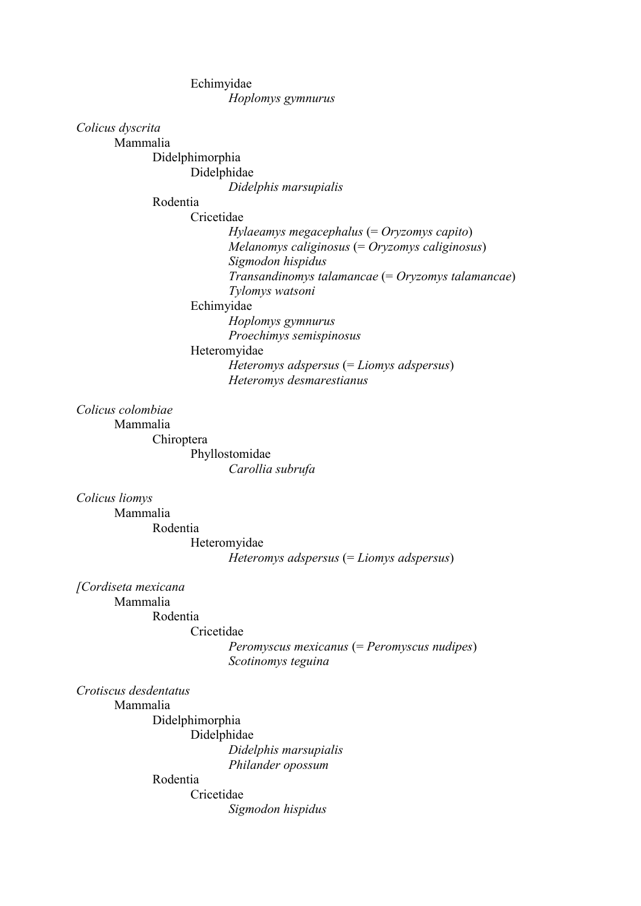Echimyidae

*Hoplomys gymnurus*

*Colicus dyscrita*

Mammalia

Didelphimorphia

Didelphidae

*Didelphis marsupialis*

Rodentia

Cricetidae

*Hylaeamys megacephalus* (= *Oryzomys capito*)

*Melanomys caliginosus* (= *Oryzomys caliginosus*)

*Sigmodon hispidus*

*Transandinomys talamancae* (= *Oryzomys talamancae*)

*Tylomys watsoni*

Echimyidae

*Hoplomys gymnurus*

*Proechimys semispinosus*

Heteromyidae

*Heteromys adspersus* (= *Liomys adspersus*)

*Heteromys desmarestianus*

*Colicus colombiae*

Mammalia

Chiroptera

Phyllostomidae

*Carollia subrufa*

*Colicus liomys*

Mammalia

Rodentia

Heteromyidae

*Heteromys adspersus* (= *Liomys adspersus*)

[*Cordiseta mexicana*

Mammalia

Rodentia

Cricetidae

*Peromyscus mexicanus* (= *Peromyscus nudipes*)

*Scotinomys teguina*

*Crotiscus desdentatus*

Mammalia

Didelphimorphia

Didelphidae

*Didelphis marsupialis*

*Philander opossum*

Rodentia

Cricetidae

*Sigmodon hispidus*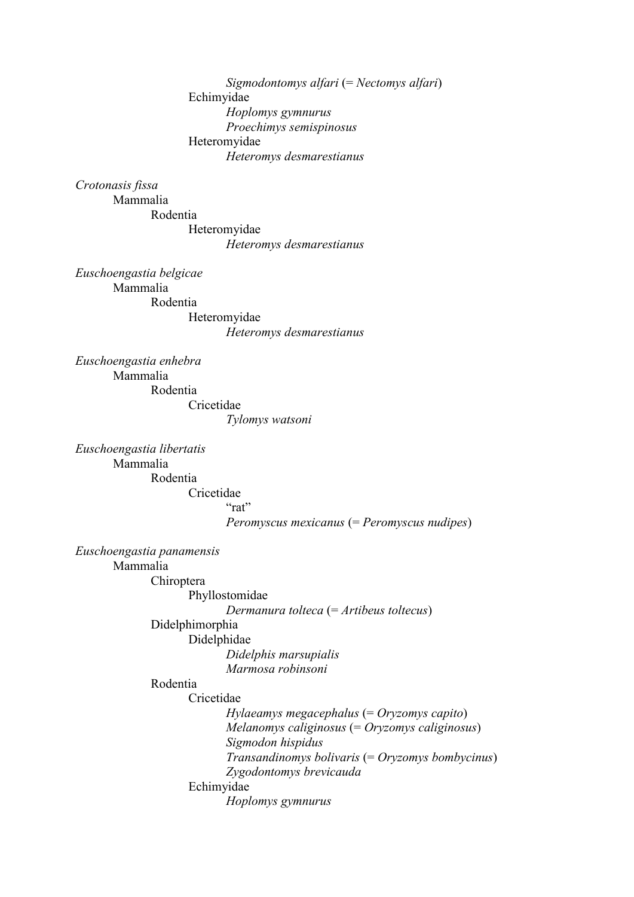*Sigmodontomys alfari* (= *Nectomys alfari*)

Echimyidae

*Hoplomys gymnurus*

*Proechimys semispinosus*

Heteromyidae

*Heteromys desmarestianus*

*Crotonasis fissa*

Mammalia

Rodentia

Heteromyidae

*Heteromys desmarestianus*

*Euschoengastia belgicae*

Mammalia

Rodentia

Heteromyidae

*Heteromys desmarestianus*

*Euschoengastia enhebra*

Mammalia

Rodentia

Cricetidae

*Tylomys watsoni*

*Euschoengastia libertatis*

Mammalia

Rodentia

Cricetidae

"rat"

*Peromyscus mexicanus* (= *Peromyscus nudipes*)

*Euschoengastia panamensis*

Mammalia

Chiroptera

Phyllostomidae

*Dermanura tolteca* (= *Artibeus toltecus*)

Didelphimorphia

Didelphidae

*Didelphis marsupialis*

*Marmosa robinsoni*

Rodentia

Cricetidae

*Hylaeamys megacephalus* (= *Oryzomys capito*)

*Melanomys caliginosus* (= *Oryzomys caliginosus*)

*Sigmodon hispidus*

*Transandinomys bolivaris* (= *Oryzomys bombycinus*)

*Zygodontomys brevicauda*

Echimyidae

*Hoplomys gymnurus*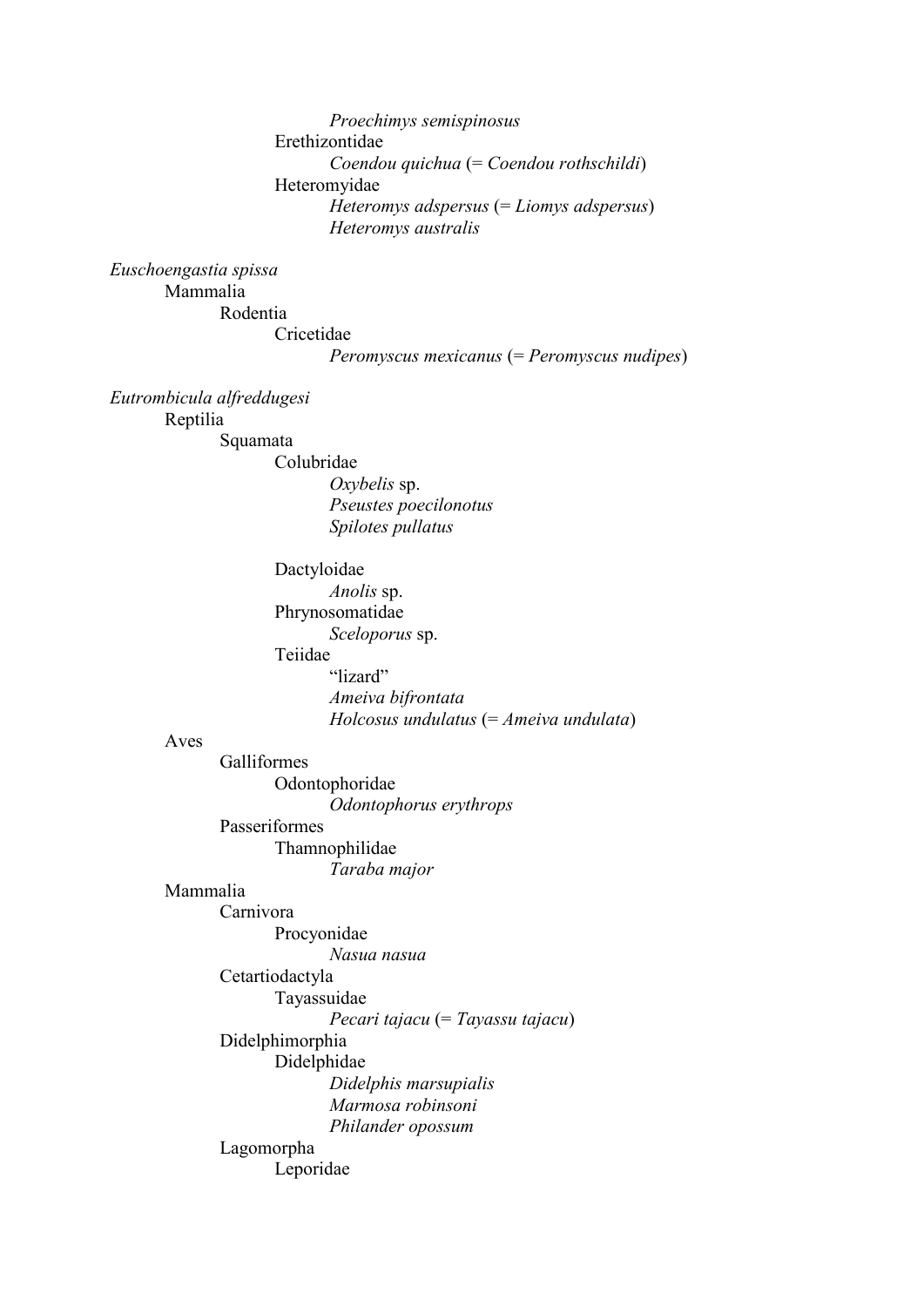*Proechimys semispinosus*

Erethizontidae

*Coendou quichua* (= *Coendou rothschildi*)

Heteromyidae

*Heteromys adspersus* (= *Liomys adspersus*)

*Heteromys australis*

*Euschoengastia spissa*

- Mammalia
  - Rodentia
    - Cricetidae
      - *Peromyscus mexicanus* (= *Peromyscus nudipes*)

*Eutrombicula alfreddugesi*

- Reptilia
  - Squamata
    - Colubridae
      - *Oxybelis* sp.
      - *Pseustes poecilonotus*
      - *Spilotes pullatus*
    - Dactyloidae
      - *Anolis* sp.
    - Phrynosomatidae
      - *Sceloporus* sp.
    - Teiidae
      - "lizard"
      - *Ameiva bifrontata*
      - *Holcosus undulatus* (= *Ameiva undulata*)
- Aves
  - Galliformes
    - Odontophoridae
      - *Odontophorus erythrops*
  - Passeriformes
    - Thamnophilidae
      - *Taraba major*
- Mammalia
  - Carnivora
    - Procyonidae
      - *Nasua nasua*
  - Cetartiodactyla
    - Tayassuidae
      - *Pecari tajacu* (= *Tayassu tajacu*)
  - Didelphimorphia
    - Didelphidae
      - *Didelphis marsupialis*
      - *Marmosa robinsoni*
      - *Philander opossum*
  - Lagomorpha
    - Leporidae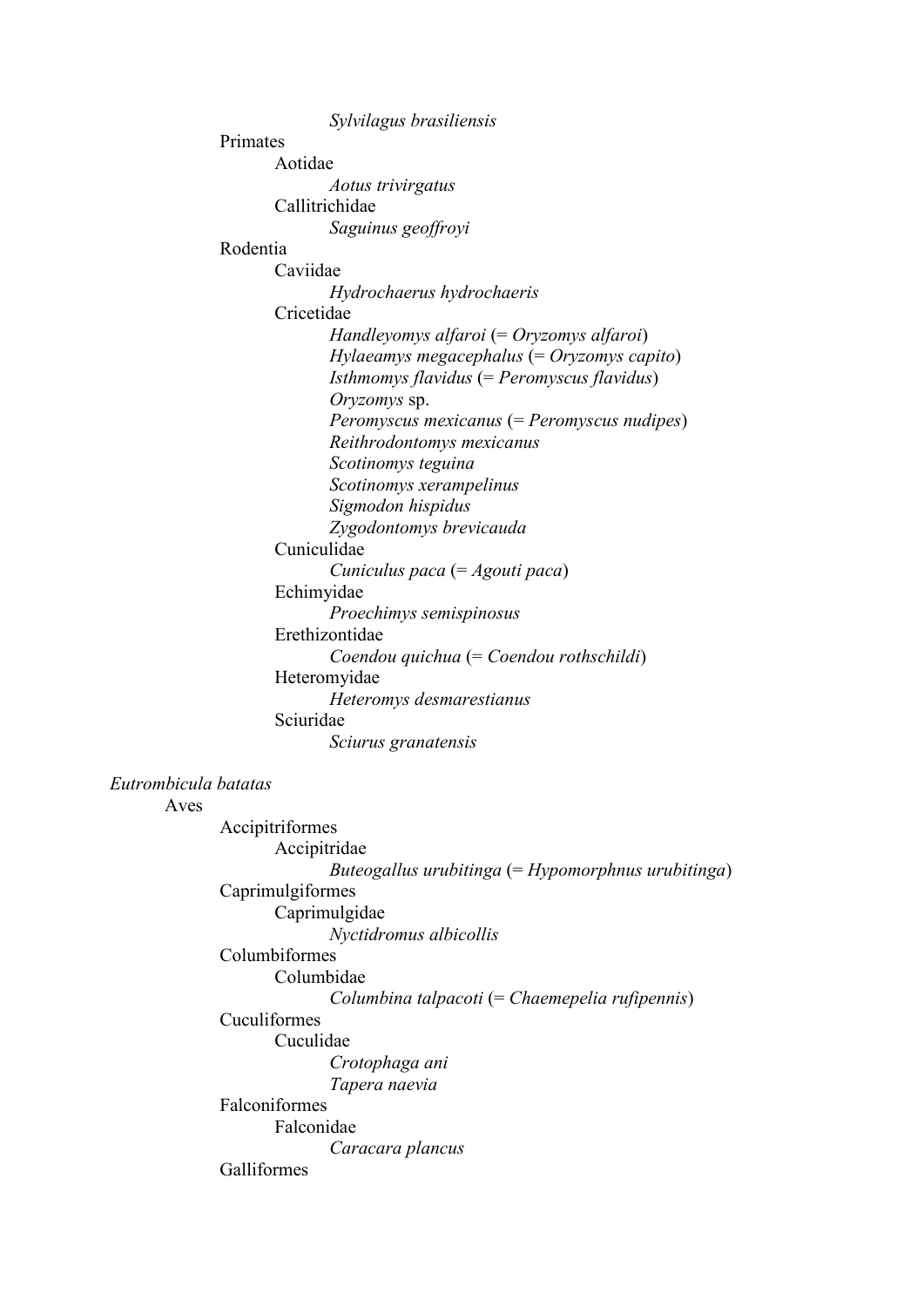*Sylvilagus brasiliensis*

Primates

Aotidae

*Aotus trivirgatus*

Callitrichidae

*Saguinus geoffroyi*

Rodentia

Caviidae

*Hydrochaerus hydrochaeris*

Cricetidae

*Handleyomys alfaroi* (= *Oryzomys alfaroi*)

*Hylaeamys megacephalus* (= *Oryzomys capito*)

*Isthmomys flavidus* (= *Peromyscus flavidus*)

*Oryzomys* sp.

*Peromyscus mexicanus* (= *Peromyscus nudipes*)

*Reithrodontomys mexicanus*

*Scotinomys teguina*

*Scotinomys xerampelinus*

*Sigmodon hispidus*

*Zygodontomys brevicauda*

Cuniculidae

*Cuniculus paca* (= *Agouti paca*)

Echimyidae

*Proechimys semispinosus*

Erethizontidae

*Coendou quichua* (= *Coendou rothschildi*)

Heteromyidae

*Heteromys desmarestianus*

Sciuridae

*Sciurus granatensis*

*Eutrombicula batatas*

Aves

Accipitriformes

Accipitridae

*Buteogallus urubitinga* (= *Hypomorphnus urubitinga*)

Caprimulgiformes

Caprimulgidae

*Nyctidromus albicollis*

Columbiformes

Columbidae

*Columbina talpacoti* (= *Chaemepelia rufipennis*)

Cuculiformes

Cuculidae

*Crotophaga ani*

*Tapera naevia*

Falconiformes

Falconidae

*Caracara plancus*

Galliformes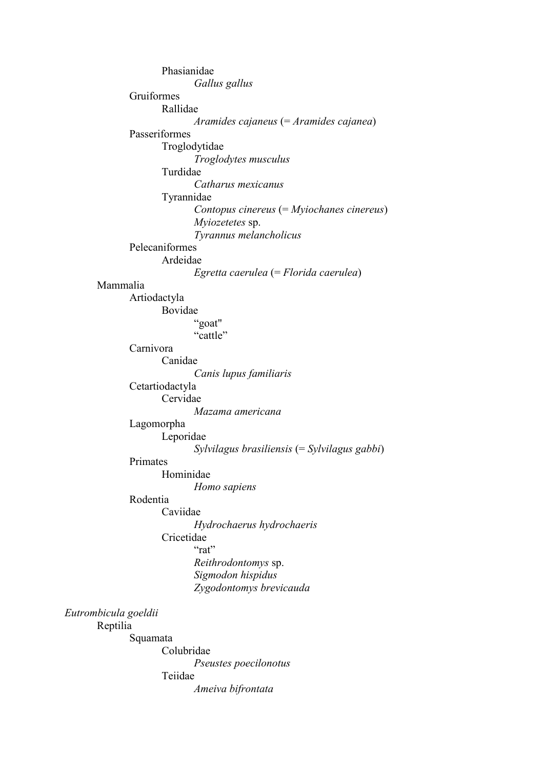Phasianidae

*Gallus gallus*

Gruiformes

Rallidae

*Aramides cajaneus* (= *Aramides cajanea*)

Passeriformes

Troglodytidae

*Troglodytes musculus*

Turdidae

*Catharus mexicanus*

Tyrannidae

*Contopus cinereus* (= *Myiochanes cinereus*)

*Myiozetetes* sp.

*Tyrannus melancholicus*

Pelecaniformes

Ardeidae

*Egretta caerulea* (= *Florida caerulea*)

Mammalia

Artiodactyla

Bovidae

"goat"

"cattle"

Carnivora

Canidae

*Canis lupus familiaris*

Cetartiodactyla

Cervidae

*Mazama americana*

Lagomorpha

Leporidae

*Sylvilagus brasiliensis* (= *Sylvilagus gabbi*)

Primates

Hominidae

*Homo sapiens*

Rodentia

Caviidae

*Hydrochaerus hydrochaeris*

Cricetidae

"rat"

*Reithrodontomys* sp.

*Sigmodon hispidus*

*Zygodontomys brevicauda*

*Eutrombicula goeldii*

Reptilia

Squamata

Colubridae

*Pseustes poecilonotus*

Teiidae

*Ameiva bifrontata*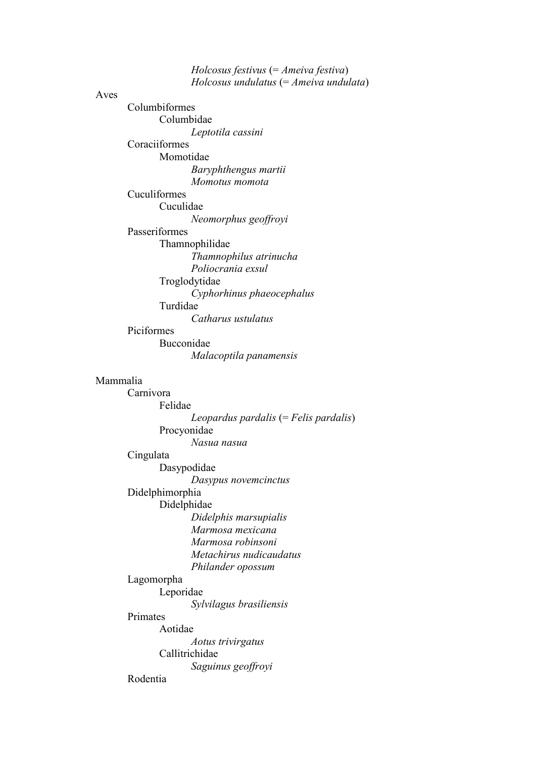*Holcosus festivus* (= *Ameiva festiva*)
*Holcosus undulatus* (= *Ameiva undulata*)

Aves
- Columbiformes
  - Columbidae
    - *Leptotila cassini*
- Coraciiformes
  - Momotidae
    - *Baryphthengus martii*
    - *Momotus momota*
- Cuculiformes
  - Cuculidae
    - *Neomorphus geoffroyi*
- Passeriformes
  - Thamnophilidae
    - *Thamnophilus atrinucha*
    - *Poliocrania exsul*
  - Troglodytidae
    - *Cyphorhinus phaeocephalus*
  - Turdidae
    - *Catharus ustulatus*
- Piciformes
  - Bucconidae
    - *Malacoptila panamensis*

Mammalia
- Carnivora
  - Felidae
    - *Leopardus pardalis* (= *Felis pardalis*)
  - Procyonidae
    - *Nasua nasua*
- Cingulata
  - Dasypodidae
    - *Dasypus novemcinctus*
- Didelphimorphia
  - Didelphidae
    - *Didelphis marsupialis*
    - *Marmosa mexicana*
    - *Marmosa robinsoni*
    - *Metachirus nudicaudatus*
    - *Philander opossum*
- Lagomorpha
  - Leporidae
    - *Sylvilagus brasiliensis*
- Primates
  - Aotidae
    - *Aotus trivirgatus*
  - Callitrichidae
    - *Saguinus geoffroyi*
- Rodentia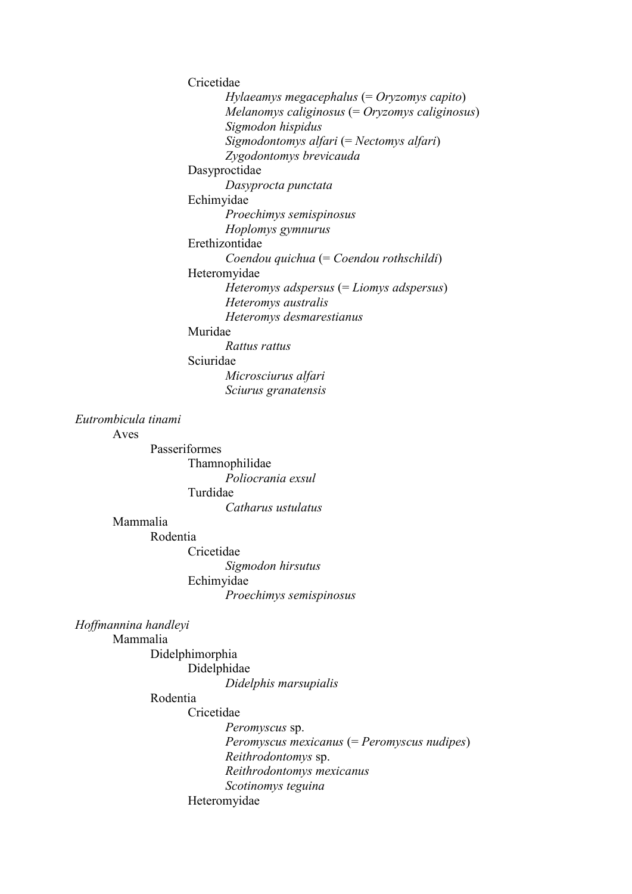Cricetidae

*Hylaeamys megacephalus* (= *Oryzomys capito*)
*Melanomys caliginosus* (= *Oryzomys caliginosus*)
*Sigmodon hispidus*
*Sigmodontomys alfari* (= *Nectomys alfari*)
*Zygodontomys brevicauda*

Dasyproctidae

*Dasyprocta punctata*

Echimyidae

*Proechimys semispinosus*
*Hoplomys gymnurus*

Erethizontidae

*Coendou quichua* (= *Coendou rothschildi*)

Heteromyidae

*Heteromys adspersus* (= *Liomys adspersus*)
*Heteromys australis*
*Heteromys desmarestianus*

Muridae

*Rattus rattus*

Sciuridae

*Microsciurus alfari*
*Sciurus granatensis*

*Eutrombicula tinami*

Aves

Passeriformes

Thamnophilidae

*Poliocrania exsul*

Turdidae

*Catharus ustulatus*

Mammalia

Rodentia

Cricetidae

*Sigmodon hirsutus*

Echimyidae

*Proechimys semispinosus*

*Hoffmannina handleyi*

Mammalia

Didelphimorphia

Didelphidae

*Didelphis marsupialis*

Rodentia

Cricetidae

*Peromyscus* sp.
*Peromyscus mexicanus* (= *Peromyscus nudipes*)
*Reithrodontomys* sp.
*Reithrodontomys mexicanus*
*Scotinomys teguina*

Heteromyidae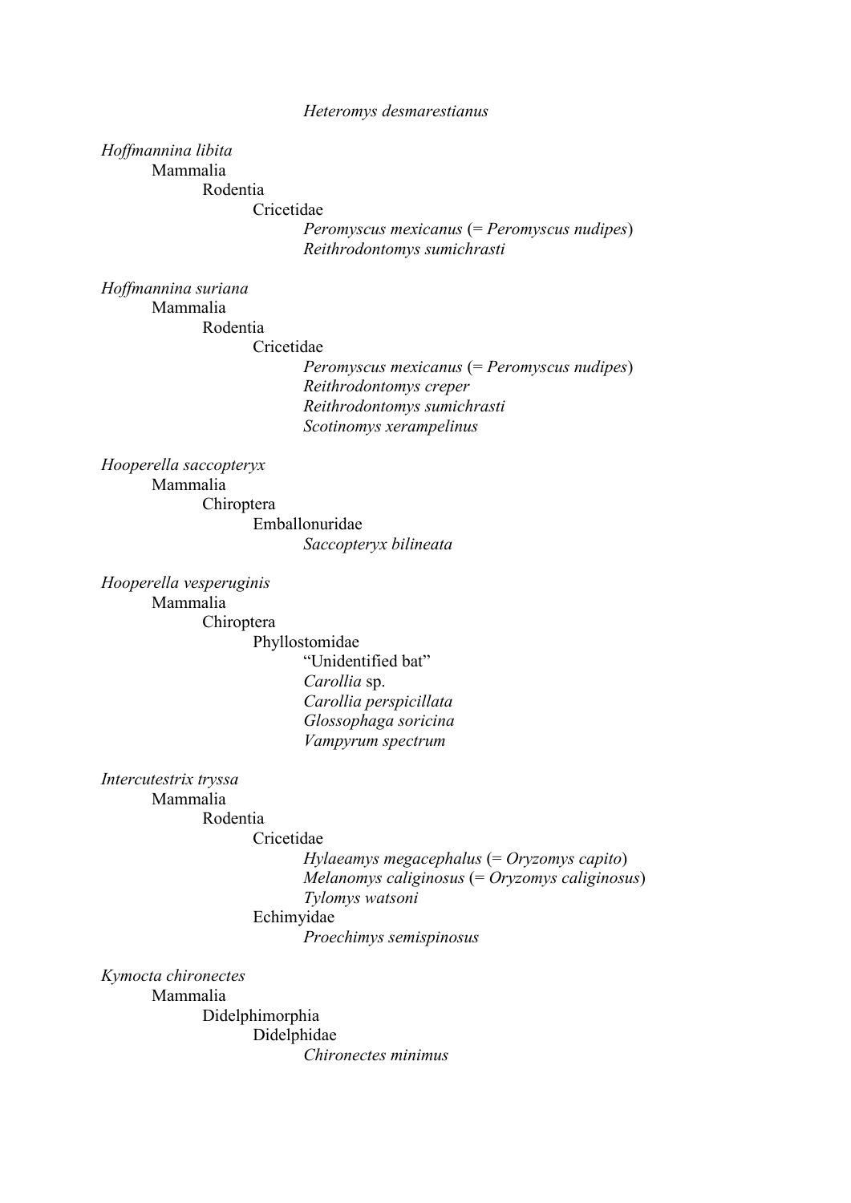*Heteromys desmarestianus*

*Hoffmannina libita*
- Mammalia
  - Rodentia
    - Cricetidae
      - *Peromyscus mexicanus* (= *Peromyscus nudipes*)
      - *Reithrodontomys sumichrasti*

*Hoffmannina suriana*
- Mammalia
  - Rodentia
    - Cricetidae
      - *Peromyscus mexicanus* (= *Peromyscus nudipes*)
      - *Reithrodontomys creper*
      - *Reithrodontomys sumichrasti*
      - *Scotinomys xerampelinus*

*Hooperella saccopteryx*
- Mammalia
  - Chiroptera
    - Emballonuridae
      - *Saccopteryx bilineata*

*Hooperella vesperuginis*
- Mammalia
  - Chiroptera
    - Phyllostomidae
      - "Unidentified bat"
      - *Carollia* sp.
      - *Carollia perspicillata*
      - *Glossophaga soricina*
      - *Vampyrum spectrum*

*Intercutestrix tryssa*
- Mammalia
  - Rodentia
    - Cricetidae
      - *Hylaeamys megacephalus* (= *Oryzomys capito*)
      - *Melanomys caliginosus* (= *Oryzomys caliginosus*)
      - *Tylomys watsoni*
    - Echimyidae
      - *Proechimys semispinosus*

*Kymocta chironectes*
- Mammalia
  - Didelphimorphia
    - Didelphidae
      - *Chironectes minimus*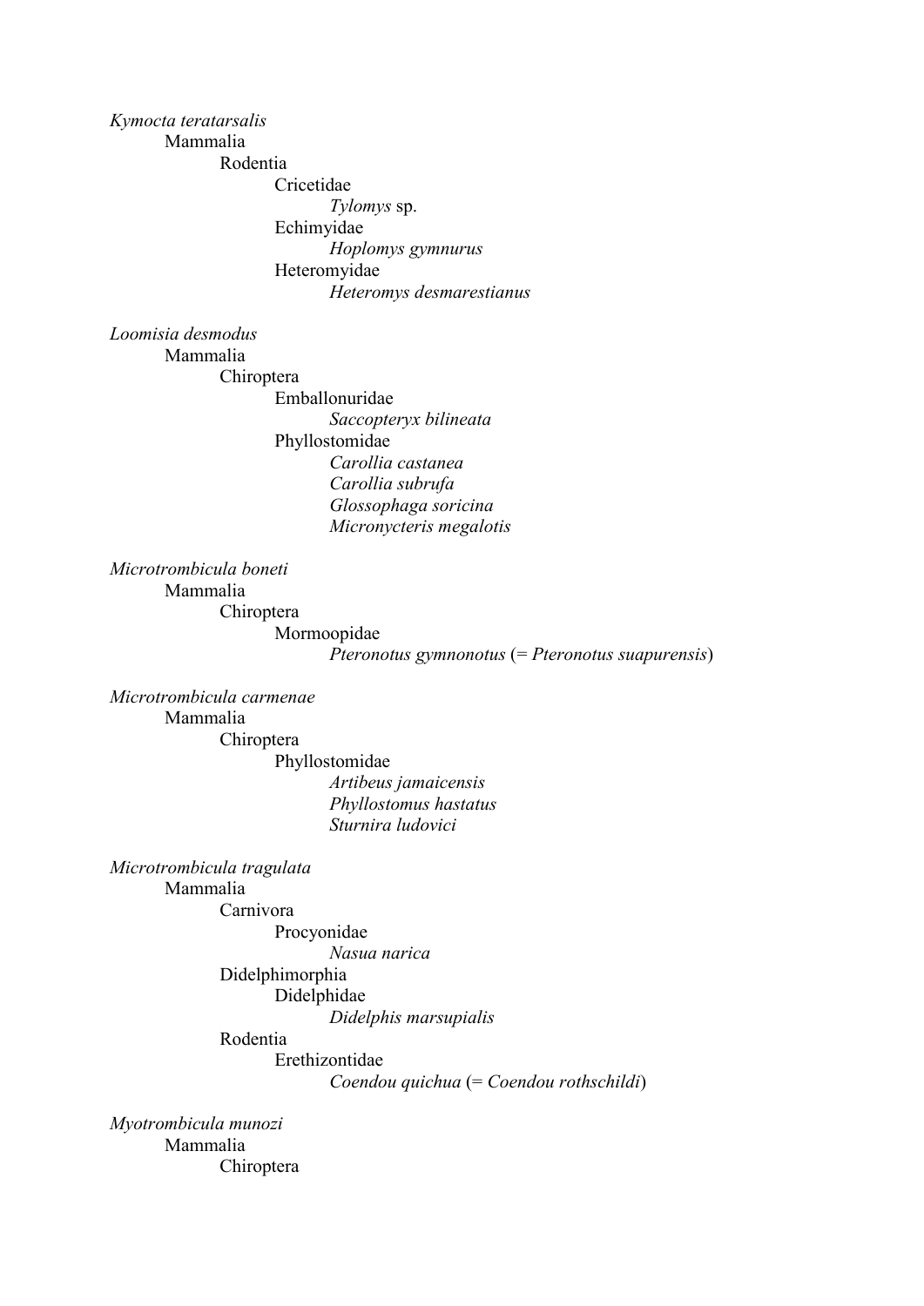*Kymocta teratarsalis*
- Mammalia
    - Rodentia
        - Cricetidae
            - *Tylomys* sp.
        - Echimyidae
            - *Hoplomys gymnurus*
        - Heteromyidae
            - *Heteromys desmarestianus*

*Loomisia desmodus*
- Mammalia
    - Chiroptera
        - Emballonuridae
            - *Saccopteryx bilineata*
        - Phyllostomidae
            - *Carollia castanea*
            - *Carollia subrufa*
            - *Glossophaga soricina*
            - *Micronycteris megalotis*

*Microtrombicula boneti*
- Mammalia
    - Chiroptera
        - Mormoopidae
            - *Pteronotus gymnonotus* (= *Pteronotus suapurensis*)

*Microtrombicula carmenae*
- Mammalia
    - Chiroptera
        - Phyllostomidae
            - *Artibeus jamaicensis*
            - *Phyllostomus hastatus*
            - *Sturnira ludovici*

*Microtrombicula tragulata*
- Mammalia
    - Carnivora
        - Procyonidae
            - *Nasua narica*
    - Didelphimorphia
        - Didelphidae
            - *Didelphis marsupialis*
    - Rodentia
        - Erethizontidae
            - *Coendou quichua* (= *Coendou rothschildi*)

*Myotrombicula munozi*
- Mammalia
    - Chiroptera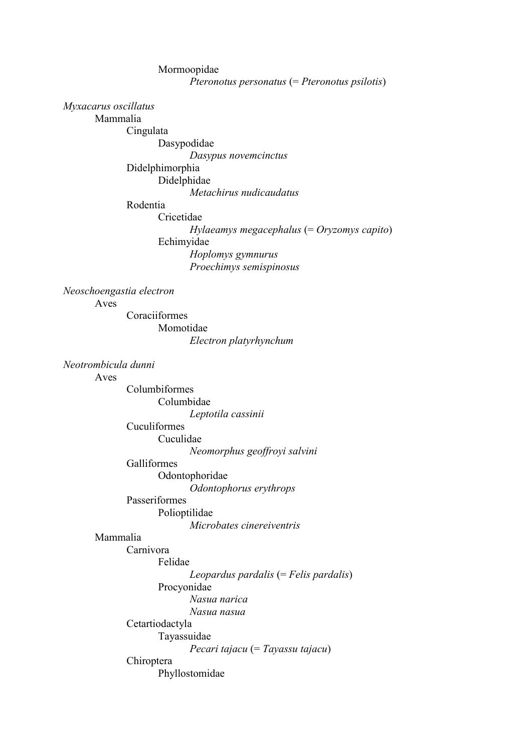Mormoopidae
*Pteronotus personatus* (= *Pteronotus psilotis*)

*Myxacarus oscillatus*
Mammalia
Cingulata
Dasypodidae
*Dasypus novemcinctus*
Didelphimorphia
Didelphidae
*Metachirus nudicaudatus*
Rodentia
Cricetidae
*Hylaeamys megacephalus* (= *Oryzomys capito*)
Echimyidae
*Hoplomys gymnurus*
*Proechimys semispinosus*

*Neoschoengastia electron*
Aves
Coraciiformes
Momotidae
*Electron platyrhynchum*

*Neotrombicula dunni*
Aves
Columbiformes
Columbidae
*Leptotila cassinii*
Cuculiformes
Cuculidae
*Neomorphus geoffroyi salvini*
Galliformes
Odontophoridae
*Odontophorus erythrops*
Passeriformes
Polioptilidae
*Microbates cinereiventris*
Mammalia
Carnivora
Felidae
*Leopardus pardalis* (= *Felis pardalis*)
Procyonidae
*Nasua narica*
*Nasua nasua*
Cetartiodactyla
Tayassuidae
*Pecari tajacu* (= *Tayassu tajacu*)
Chiroptera
Phyllostomidae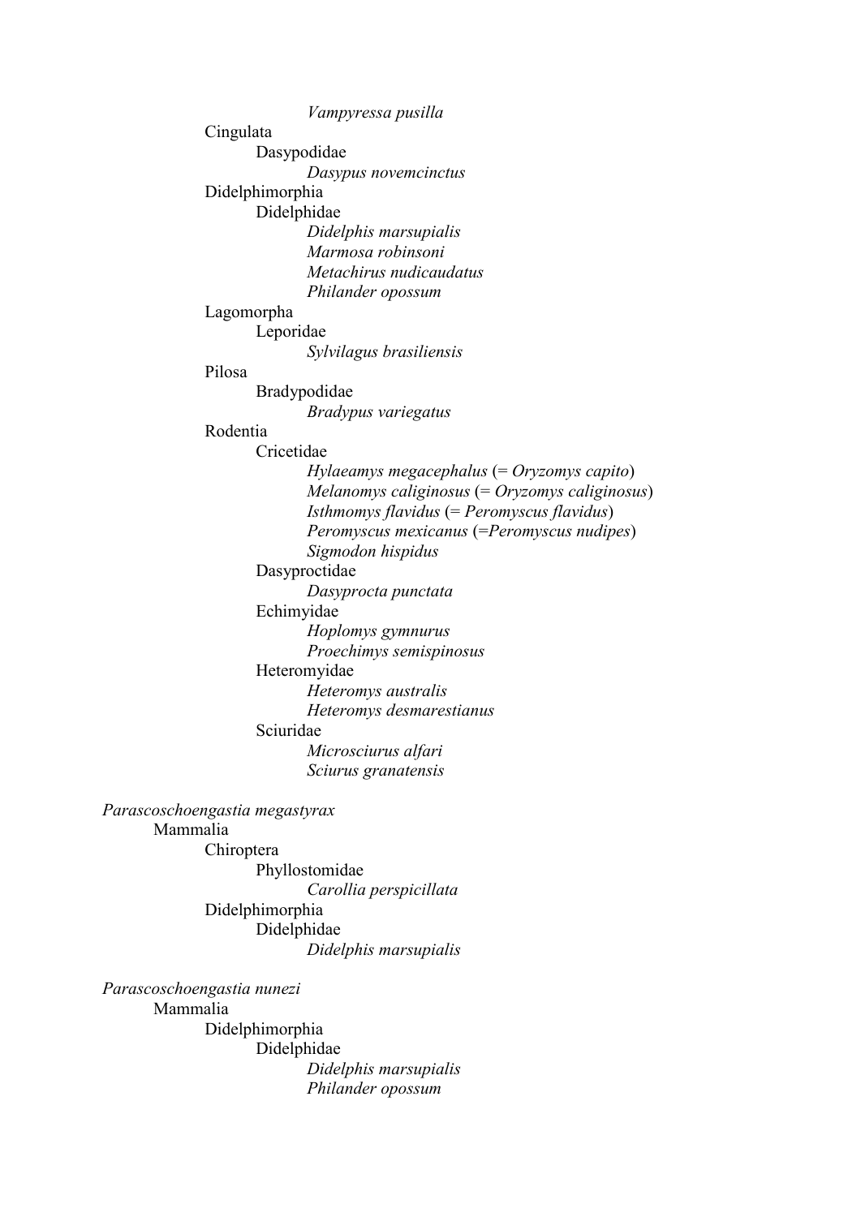*Vampyressa pusilla*

Cingulata

Dasypodidae

*Dasypus novemcinctus*

Didelphimorphia

Didelphidae

*Didelphis marsupialis*

*Marmosa robinsoni*

*Metachirus nudicaudatus*

*Philander opossum*

Lagomorpha

Leporidae

*Sylvilagus brasiliensis*

Pilosa

Bradypodidae

*Bradypus variegatus*

Rodentia

Cricetidae

*Hylaeamys megacephalus* (= *Oryzomys capito*)

*Melanomys caliginosus* (= *Oryzomys caliginosus*)

*Isthmomys flavidus* (= *Peromyscus flavidus*)

*Peromyscus mexicanus* (=*Peromyscus nudipes*)

*Sigmodon hispidus*

Dasyproctidae

*Dasyprocta punctata*

Echimyidae

*Hoplomys gymnurus*

*Proechimys semispinosus*

Heteromyidae

*Heteromys australis*

*Heteromys desmarestianus*

Sciuridae

*Microsciurus alfari*

*Sciurus granatensis*

*Parascoschoengastia megastyrax*

Mammalia

Chiroptera

Phyllostomidae

*Carollia perspicillata*

Didelphimorphia

Didelphidae

*Didelphis marsupialis*

*Parascoschoengastia nunezi*

Mammalia

Didelphimorphia

Didelphidae

*Didelphis marsupialis*

*Philander opossum*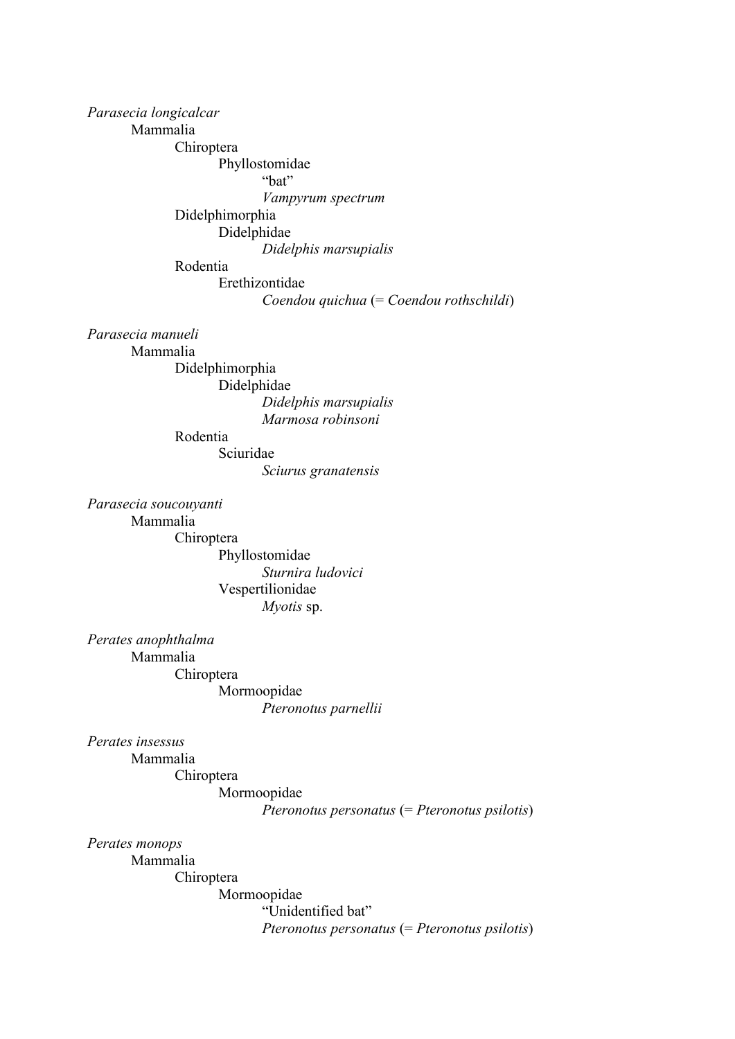*Parasecia longicalcar*
- Mammalia
  - Chiroptera
    - Phyllostomidae
      - "bat"
      - *Vampyrum spectrum*
  - Didelphimorphia
    - Didelphidae
      - *Didelphis marsupialis*
  - Rodentia
    - Erethizontidae
      - *Coendou quichua* (= *Coendou rothschildi*)

*Parasecia manueli*
- Mammalia
  - Didelphimorphia
    - Didelphidae
      - *Didelphis marsupialis*
      - *Marmosa robinsoni*
  - Rodentia
    - Sciuridae
      - *Sciurus granatensis*

*Parasecia soucouyanti*
- Mammalia
  - Chiroptera
    - Phyllostomidae
      - *Sturnira ludovici*
    - Vespertilionidae
      - *Myotis* sp.

*Perates anophthalma*
- Mammalia
  - Chiroptera
    - Mormoopidae
      - *Pteronotus parnellii*

*Perates insessus*
- Mammalia
  - Chiroptera
    - Mormoopidae
      - *Pteronotus personatus* (= *Pteronotus psilotis*)

*Perates monops*
- Mammalia
  - Chiroptera
    - Mormoopidae
      - "Unidentified bat"
      - *Pteronotus personatus* (= *Pteronotus psilotis*)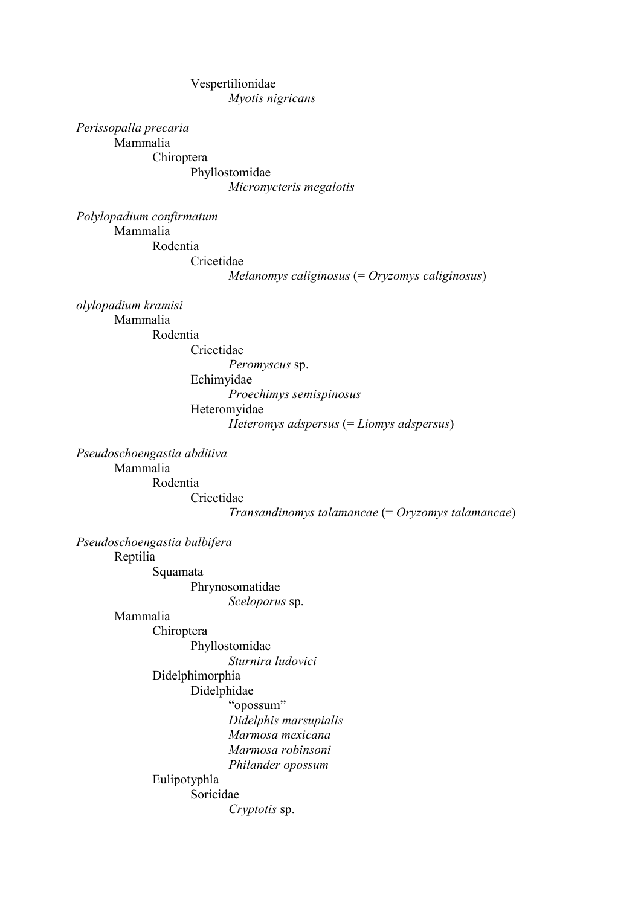Vespertilionidae

*Myotis nigricans*

*Perissopalla precaria*

Mammalia

Chiroptera

Phyllostomidae

*Micronycteris megalotis*

*Polylopadium confirmatum*

Mammalia

Rodentia

Cricetidae

*Melanomys caliginosus* (= *Oryzomys caliginosus*)

*olylopadium kramisi*

Mammalia

Rodentia

Cricetidae

*Peromyscus* sp.

Echimyidae

*Proechimys semispinosus*

Heteromyidae

*Heteromys adspersus* (= *Liomys adspersus*)

*Pseudoschoengastia abditiva*

Mammalia

Rodentia

Cricetidae

*Transandinomys talamancae* (= *Oryzomys talamancae*)

*Pseudoschoengastia bulbifera*

Reptilia

Squamata

Phrynosomatidae

*Sceloporus* sp.

Mammalia

Chiroptera

Phyllostomidae

*Sturnira ludovici*

Didelphimorphia

Didelphidae

"opossum"

*Didelphis marsupialis*

*Marmosa mexicana*

*Marmosa robinsoni*

*Philander opossum*

Eulipotyphla

Soricidae

*Cryptotis* sp.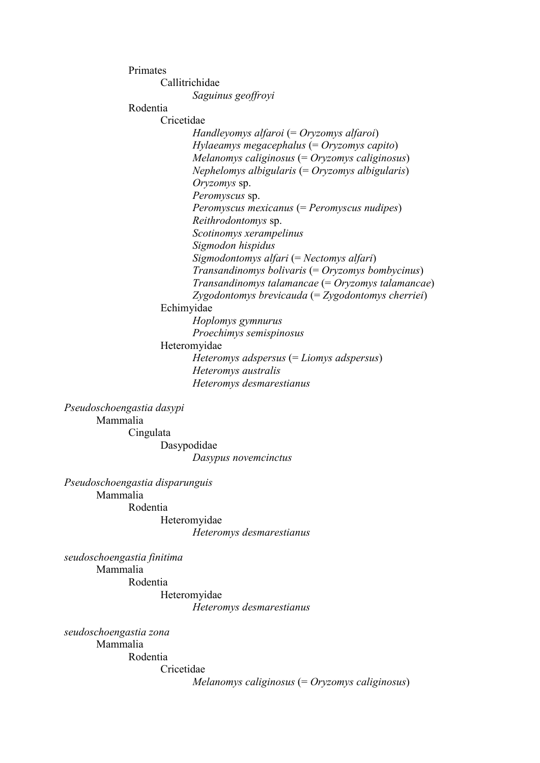Primates

Callitrichidae

*Saguinus geoffroyi*

Rodentia

Cricetidae

*Handleyomys alfaroi* (= *Oryzomys alfaroi*)
*Hylaeamys megacephalus* (= *Oryzomys capito*)
*Melanomys caliginosus* (= *Oryzomys caliginosus*)
*Nephelomys albigularis* (= *Oryzomys albigularis*)
*Oryzomys* sp.
*Peromyscus* sp.
*Peromyscus mexicanus* (= *Peromyscus nudipes*)
*Reithrodontomys* sp.
*Scotinomys xerampelinus*
*Sigmodon hispidus*
*Sigmodontomys alfari* (= *Nectomys alfari*)
*Transandinomys bolivaris* (= *Oryzomys bombycinus*)
*Transandinomys talamancae* (= *Oryzomys talamancae*)
*Zygodontomys brevicauda* (= *Zygodontomys cherriei*)

Echimyidae

*Hoplomys gymnurus*
*Proechimys semispinosus*

Heteromyidae

*Heteromys adspersus* (= *Liomys adspersus*)
*Heteromys australis*
*Heteromys desmarestianus*

*Pseudoschoengastia dasypi*

Mammalia

Cingulata

Dasypodidae

*Dasypus novemcinctus*

*Pseudoschoengastia disparunguis*

Mammalia

Rodentia

Heteromyidae

*Heteromys desmarestianus*

*seudoschoengastia finitima*

Mammalia

Rodentia

Heteromyidae

*Heteromys desmarestianus*

*seudoschoengastia zona*

Mammalia

Rodentia

Cricetidae

*Melanomys caliginosus* (= *Oryzomys caliginosus*)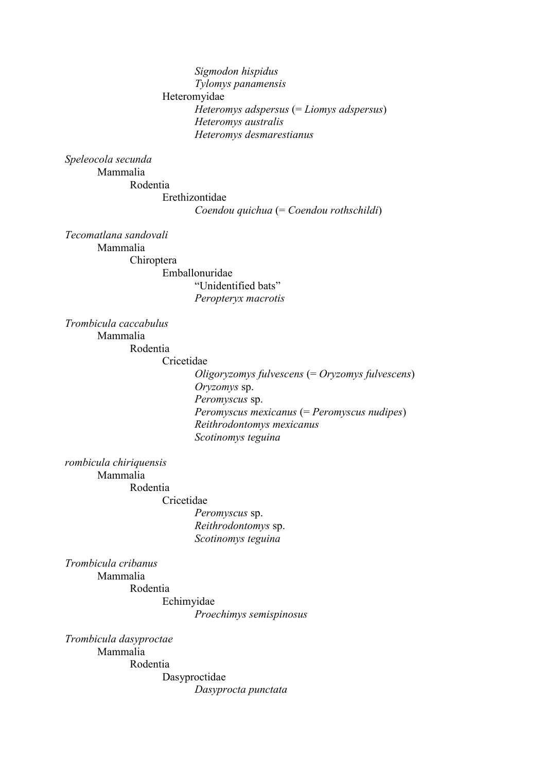*Sigmodon hispidus*
*Tylomys panamensis*
Heteromyidae
*Heteromys adspersus* (= *Liomys adspersus*)
*Heteromys australis*
*Heteromys desmarestianus*

*Speleocola secunda*
Mammalia
Rodentia
Erethizontidae
*Coendou quichua* (= *Coendou rothschildi*)

*Tecomatlana sandovali*
Mammalia
Chiroptera
Emballonuridae
"Unidentified bats"
*Peropteryx macrotis*

*Trombicula caccabulus*
Mammalia
Rodentia
Cricetidae
*Oligoryzomys fulvescens* (= *Oryzomys fulvescens*)
*Oryzomys* sp.
*Peromyscus* sp.
*Peromyscus mexicanus* (= *Peromyscus nudipes*)
*Reithrodontomys mexicanus*
*Scotinomys teguina*

*rombicula chiriquensis*
Mammalia
Rodentia
Cricetidae
*Peromyscus* sp.
*Reithrodontomys* sp.
*Scotinomys teguina*

*Trombicula cribanus*
Mammalia
Rodentia
Echimyidae
*Proechimys semispinosus*

*Trombicula dasyproctae*
Mammalia
Rodentia
Dasyproctidae
*Dasyprocta punctata*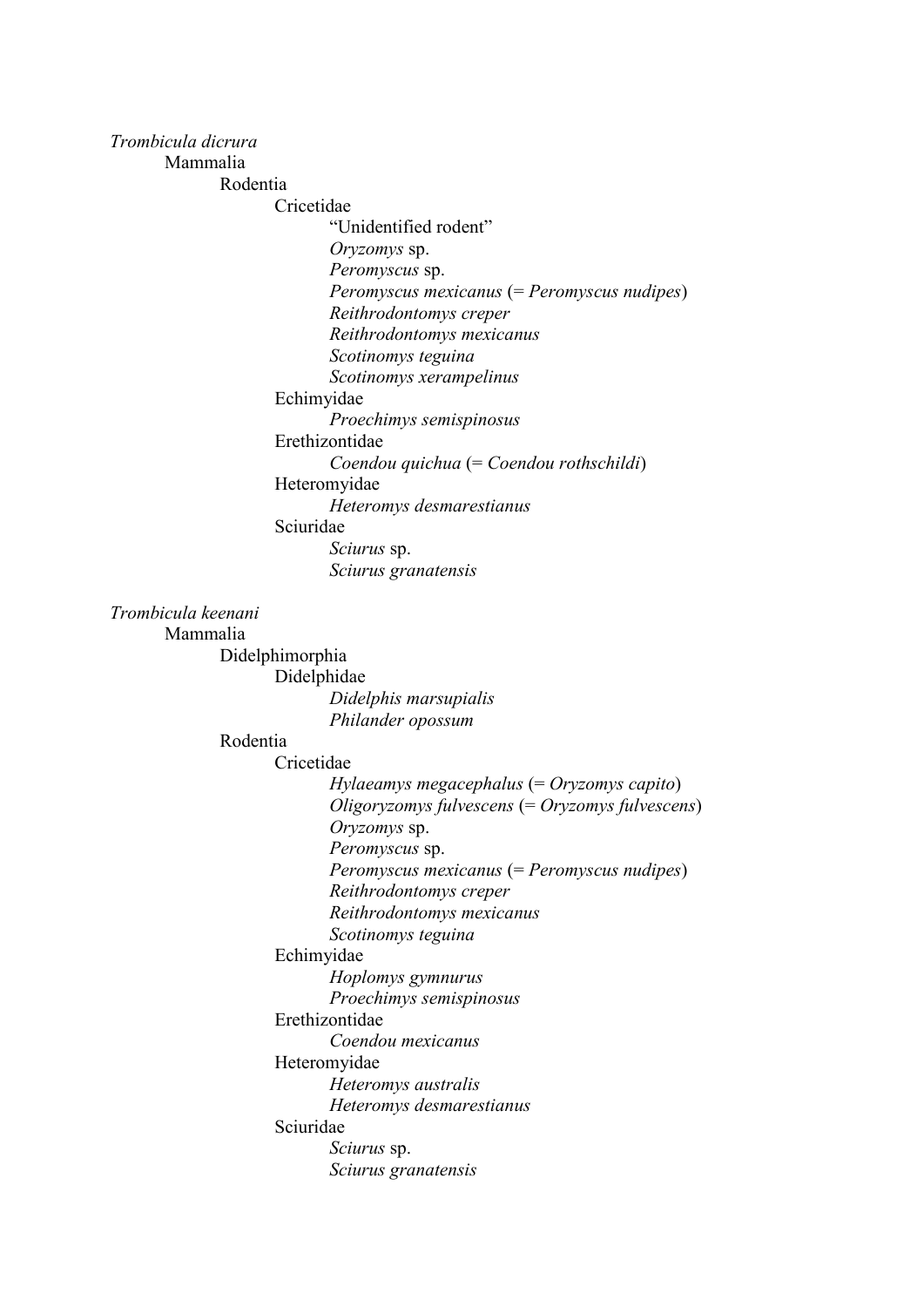*Trombicula dicrura*
- Mammalia
  - Rodentia
    - Cricetidae
      - “Unidentified rodent”
      - *Oryzomys* sp.
      - *Peromyscus* sp.
      - *Peromyscus mexicanus* (= *Peromyscus nudipes*)
      - *Reithrodontomys creper*
      - *Reithrodontomys mexicanus*
      - *Scotinomys teguina*
      - *Scotinomys xerampelinus*
    - Echimyidae
      - *Proechimys semispinosus*
    - Erethizontidae
      - *Coendou quichua* (= *Coendou rothschildi*)
    - Heteromyidae
      - *Heteromys desmarestianus*
    - Sciuridae
      - *Sciurus* sp.
      - *Sciurus granatensis*

*Trombicula keenani*
- Mammalia
  - Didelphimorphia
    - Didelphidae
      - *Didelphis marsupialis*
      - *Philander opossum*
  - Rodentia
    - Cricetidae
      - *Hylaeamys megacephalus* (= *Oryzomys capito*)
      - *Oligoryzomys fulvescens* (= *Oryzomys fulvescens*)
      - *Oryzomys* sp.
      - *Peromyscus* sp.
      - *Peromyscus mexicanus* (= *Peromyscus nudipes*)
      - *Reithrodontomys creper*
      - *Reithrodontomys mexicanus*
      - *Scotinomys teguina*
    - Echimyidae
      - *Hoplomys gymnurus*
      - *Proechimys semispinosus*
    - Erethizontidae
      - *Coendou mexicanus*
    - Heteromyidae
      - *Heteromys australis*
      - *Heteromys desmarestianus*
    - Sciuridae
      - *Sciurus* sp.
      - *Sciurus granatensis*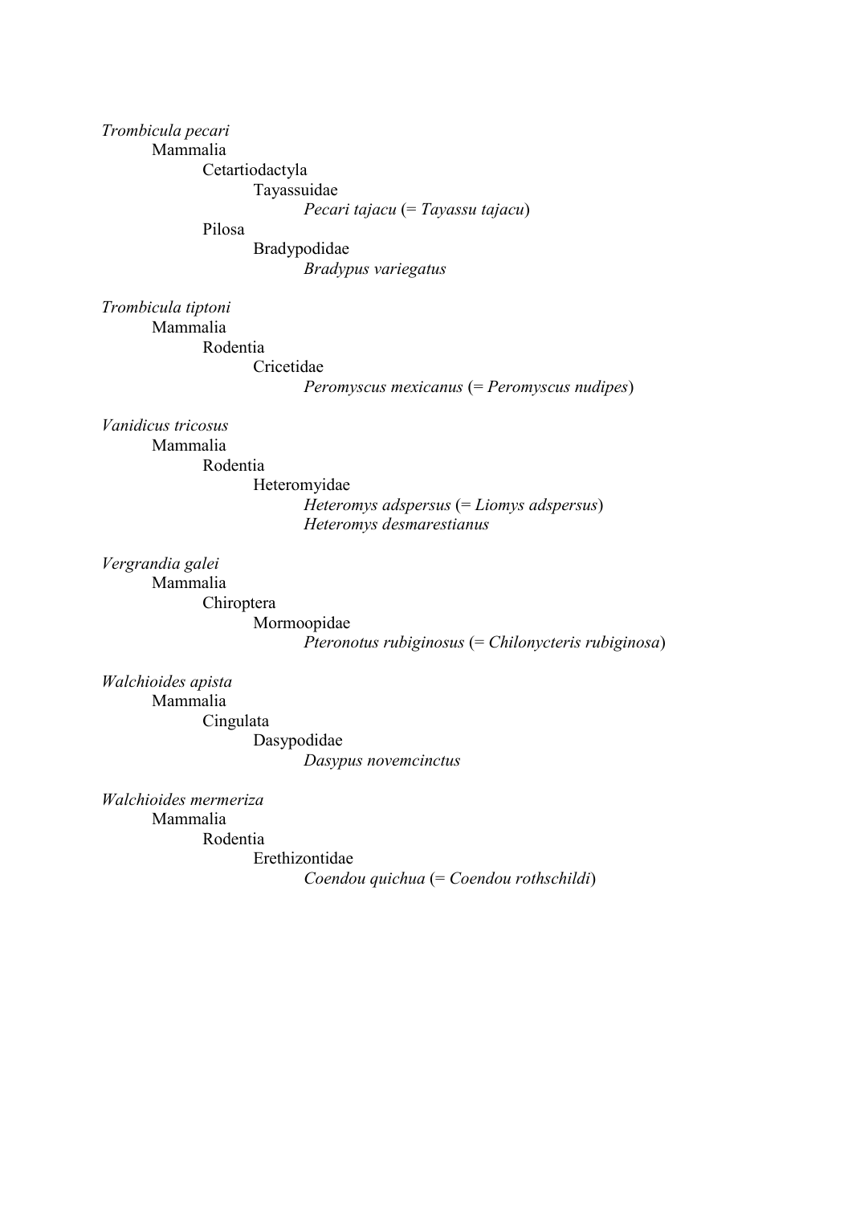*Trombicula pecari*
    Mammalia
        Cetartiodactyla
            Tayassuidae
                *Pecari tajacu* (= *Tayassu tajacu*)
        Pilosa
            Bradypodidae
                *Bradypus variegatus*

*Trombicula tiptoni*
    Mammalia
        Rodentia
            Cricetidae
                *Peromyscus mexicanus* (= *Peromyscus nudipes*)

*Vanidicus tricosus*
    Mammalia
        Rodentia
            Heteromyidae
                *Heteromys adspersus* (= *Liomys adspersus*)
                *Heteromys desmarestianus*

*Vergrandia galei*
    Mammalia
        Chiroptera
            Mormoopidae
                *Pteronotus rubiginosus* (= *Chilonycteris rubiginosa*)

*Walchioides apista*
    Mammalia
        Cingulata
            Dasypodidae
                *Dasypus novemcinctus*

*Walchioides mermeriza*
    Mammalia
        Rodentia
            Erethizontidae
                *Coendou quichua* (= *Coendou rothschildi*)